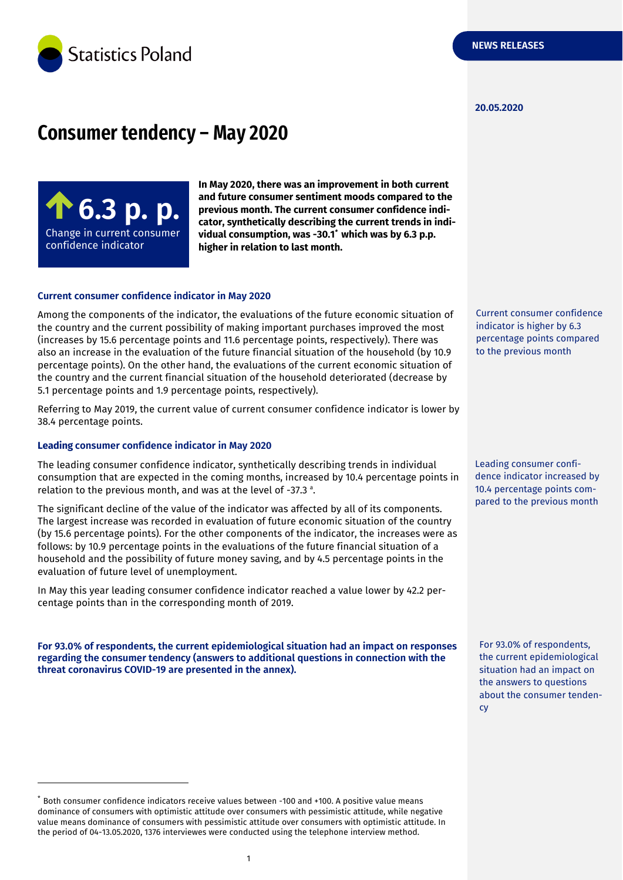Statistics Poland

NEWS RELEASES

20.05.2020

# Consumer tendency – May 2020

**6.3 p. p.**
Change in current consumer confidence indicator

**In May 2020, there was an improvement in both current and future consumer sentiment moods compared to the previous month. The current consumer confidence indicator, synthetically describing the current trends in individual consumption, was -30.1[*] which was by 6.3 p.p. higher in relation to last month.**

### Current consumer confidence indicator in May 2020

Among the components of the indicator, the evaluations of the future economic situation of the country and the current possibility of making important purchases improved the most (increases by 15.6 percentage points and 11.6 percentage points, respectively). There was also an increase in the evaluation of the future financial situation of the household (by 10.9 percentage points). On the other hand, the evaluations of the current economic situation of the country and the current financial situation of the household deteriorated (decrease by 5.1 percentage points and 1.9 percentage points, respectively).

Referring to May 2019, the current value of current consumer confidence indicator is lower by 38.4 percentage points.

Current consumer confidence indicator is higher by 6.3 percentage points compared to the previous month

### Leading consumer confidence indicator in May 2020

The leading consumer confidence indicator, synthetically describing trends in individual consumption that are expected in the coming months, increased by 10.4 percentage points in relation to the previous month, and was at the level of -37.3 [a].

The significant decline of the value of the indicator was affected by all of its components. The largest increase was recorded in evaluation of future economic situation of the country (by 15.6 percentage points). For the other components of the indicator, the increases were as follows: by 10.9 percentage points in the evaluations of the future financial situation of a household and the possibility of future money saving, and by 4.5 percentage points in the evaluation of future level of unemployment.

In May this year leading consumer confidence indicator reached a value lower by 42.2 percentage points than in the corresponding month of 2019.

Leading consumer confidence indicator increased by 10.4 percentage points compared to the previous month

**For 93.0% of respondents, the current epidemiological situation had an impact on responses regarding the consumer tendency (answers to additional questions in connection with the threat coronavirus COVID-19 are presented in the annex).**

For 93.0% of respondents, the current epidemiological situation had an impact on the answers to questions about the consumer tendency

---

[*] Both consumer confidence indicators receive values between -100 and +100. A positive value means dominance of consumers with optimistic attitude over consumers with pessimistic attitude, while negative value means dominance of consumers with pessimistic attitude over consumers with optimistic attitude. In the period of 04-13.05.2020, 1376 interviewes were conducted using the telephone interview method.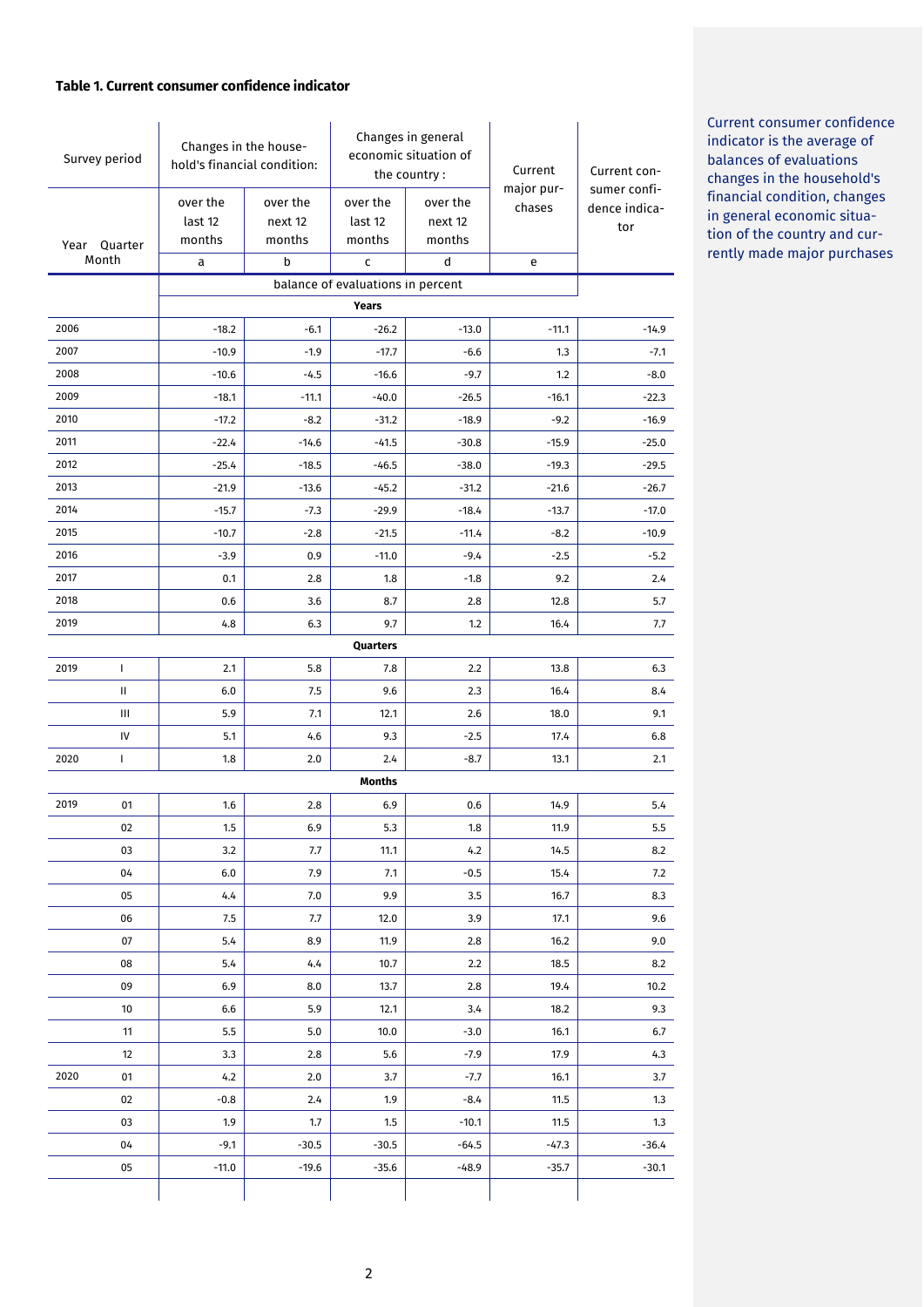**Table 1. Current consumer confidence indicator**

| Survey period | | Changes in the household's financial condition: | | Changes in general economic situation of the country: | | Current major purchases | Current consumer confidence indicator |
|---|---|---|---|---|---|---|---|
| Year | Quarter Month | over the last 12 months | over the next 12 months | over the last 12 months | over the next 12 months | | |
| | | a | b | c | d | e | |
| | | balance of evaluations in percent | | | | | |
| **Years** | | | | | | | |
| 2006 | | -18.2 | -6.1 | -26.2 | -13.0 | -11.1 | -14.9 |
| 2007 | | -10.9 | -1.9 | -17.7 | -6.6 | 1.3 | -7.1 |
| 2008 | | -10.6 | -4.5 | -16.6 | -9.7 | 1.2 | -8.0 |
| 2009 | | -18.1 | -11.1 | -40.0 | -26.5 | -16.1 | -22.3 |
| 2010 | | -17.2 | -8.2 | -31.2 | -18.9 | -9.2 | -16.9 |
| 2011 | | -22.4 | -14.6 | -41.5 | -30.8 | -15.9 | -25.0 |
| 2012 | | -25.4 | -18.5 | -46.5 | -38.0 | -19.3 | -29.5 |
| 2013 | | -21.9 | -13.6 | -45.2 | -31.2 | -21.6 | -26.7 |
| 2014 | | -15.7 | -7.3 | -29.9 | -18.4 | -13.7 | -17.0 |
| 2015 | | -10.7 | -2.8 | -21.5 | -11.4 | -8.2 | -10.9 |
| 2016 | | -3.9 | 0.9 | -11.0 | -9.4 | -2.5 | -5.2 |
| 2017 | | 0.1 | 2.8 | 1.8 | -1.8 | 9.2 | 2.4 |
| 2018 | | 0.6 | 3.6 | 8.7 | 2.8 | 12.8 | 5.7 |
| 2019 | | 4.8 | 6.3 | 9.7 | 1.2 | 16.4 | 7.7 |
| **Quarters** | | | | | | | |
| 2019 | I | 2.1 | 5.8 | 7.8 | 2.2 | 13.8 | 6.3 |
| | II | 6.0 | 7.5 | 9.6 | 2.3 | 16.4 | 8.4 |
| | III | 5.9 | 7.1 | 12.1 | 2.6 | 18.0 | 9.1 |
| | IV | 5.1 | 4.6 | 9.3 | -2.5 | 17.4 | 6.8 |
| 2020 | I | 1.8 | 2.0 | 2.4 | -8.7 | 13.1 | 2.1 |
| **Months** | | | | | | | |
| 2019 | 01 | 1.6 | 2.8 | 6.9 | 0.6 | 14.9 | 5.4 |
| | 02 | 1.5 | 6.9 | 5.3 | 1.8 | 11.9 | 5.5 |
| | 03 | 3.2 | 7.7 | 11.1 | 4.2 | 14.5 | 8.2 |
| | 04 | 6.0 | 7.9 | 7.1 | -0.5 | 15.4 | 7.2 |
| | 05 | 4.4 | 7.0 | 9.9 | 3.5 | 16.7 | 8.3 |
| | 06 | 7.5 | 7.7 | 12.0 | 3.9 | 17.1 | 9.6 |
| | 07 | 5.4 | 8.9 | 11.9 | 2.8 | 16.2 | 9.0 |
| | 08 | 5.4 | 4.4 | 10.7 | 2.2 | 18.5 | 8.2 |
| | 09 | 6.9 | 8.0 | 13.7 | 2.8 | 19.4 | 10.2 |
| | 10 | 6.6 | 5.9 | 12.1 | 3.4 | 18.2 | 9.3 |
| | 11 | 5.5 | 5.0 | 10.0 | -3.0 | 16.1 | 6.7 |
| | 12 | 3.3 | 2.8 | 5.6 | -7.9 | 17.9 | 4.3 |
| 2020 | 01 | 4.2 | 2.0 | 3.7 | -7.7 | 16.1 | 3.7 |
| | 02 | -0.8 | 2.4 | 1.9 | -8.4 | 11.5 | 1.3 |
| | 03 | 1.9 | 1.7 | 1.5 | -10.1 | 11.5 | 1.3 |
| | 04 | -9.1 | -30.5 | -30.5 | -64.5 | -47.3 | -36.4 |
| | 05 | -11.0 | -19.6 | -35.6 | -48.9 | -35.7 | -30.1 |

Current consumer confidence indicator is the average of balances of evaluations changes in the household's financial condition, changes in general economic situation of the country and currently made major purchases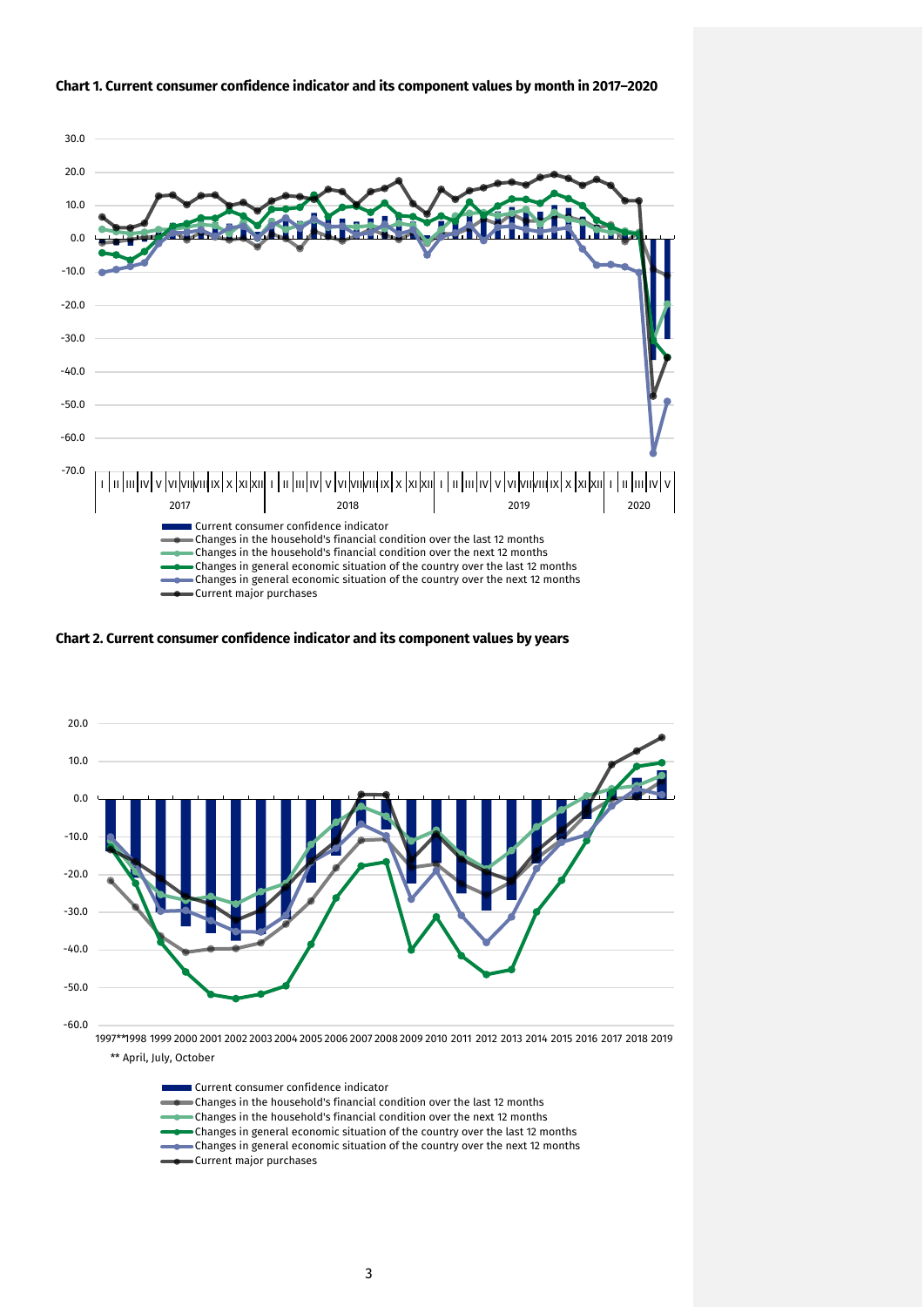**Chart 1. Current consumer confidence indicator and its component values by month in 2017–2020**

- Current consumer confidence indicator
- Changes in the household's financial condition over the last 12 months
- Changes in the household's financial condition over the next 12 months
- Changes in general economic situation of the country over the last 12 months
- Changes in general economic situation of the country over the next 12 months
- Current major purchases

**Chart 2. Current consumer confidence indicator and its component values by years**

** April, July, October

- Current consumer confidence indicator
- Changes in the household's financial condition over the last 12 months
- Changes in the household's financial condition over the next 12 months
- Changes in general economic situation of the country over the last 12 months
- Changes in general economic situation of the country over the next 12 months
- Current major purchases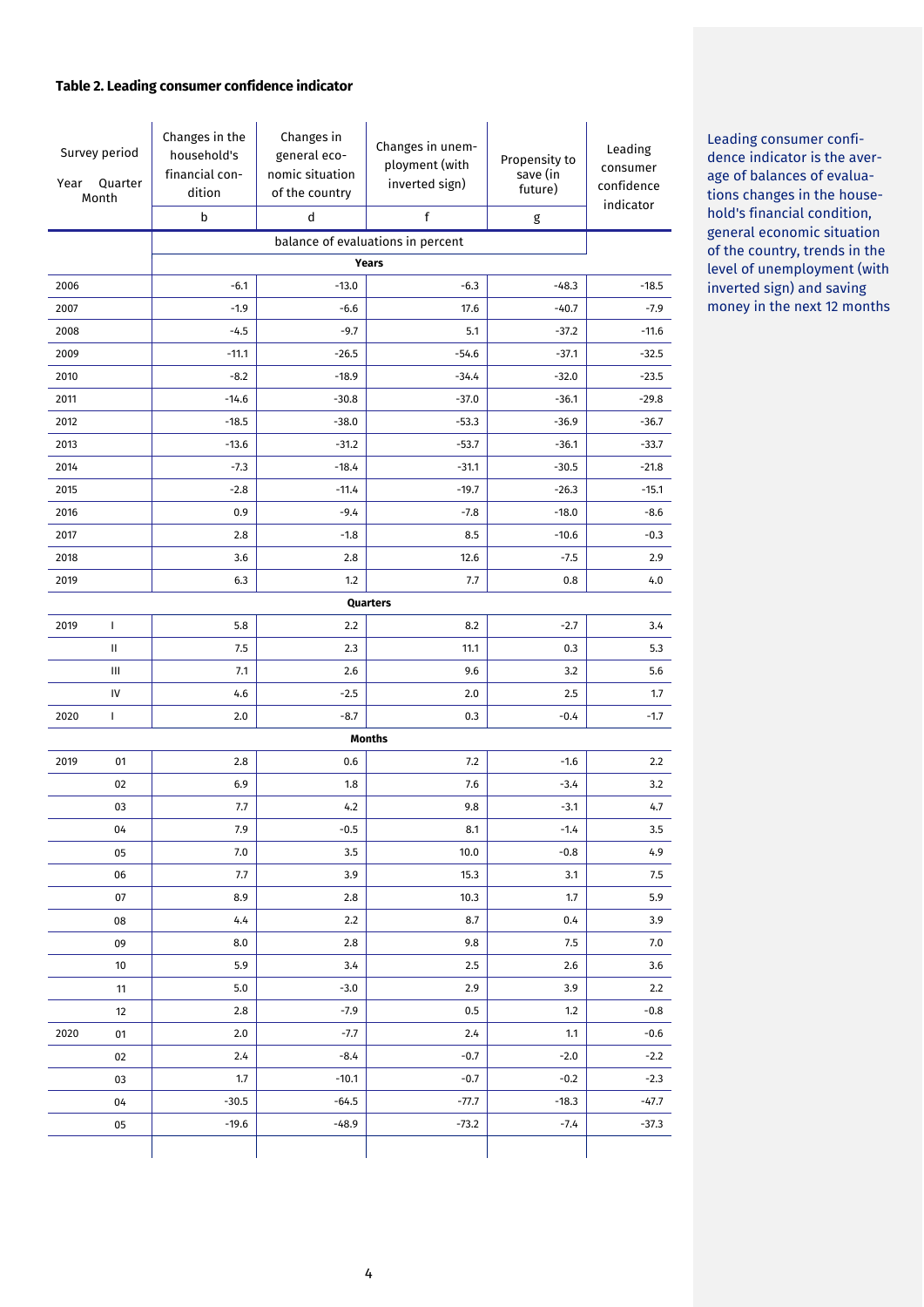### Table 2. Leading consumer confidence indicator

| Survey period Year | Quarter Month | Changes in the household's financial condition | Changes in general economic situation of the country | Changes in unemployment (with inverted sign) | Propensity to save (in future) | Leading consumer confidence indicator |
|---|---|---|---|---|---|---|
| | | b | d | f | g | |
| | | balance of evaluations in percent | | | | |
| | | **Years** | | | | |
| 2006 | | -6.1 | -13.0 | -6.3 | -48.3 | -18.5 |
| 2007 | | -1.9 | -6.6 | 17.6 | -40.7 | -7.9 |
| 2008 | | -4.5 | -9.7 | 5.1 | -37.2 | -11.6 |
| 2009 | | -11.1 | -26.5 | -54.6 | -37.1 | -32.5 |
| 2010 | | -8.2 | -18.9 | -34.4 | -32.0 | -23.5 |
| 2011 | | -14.6 | -30.8 | -37.0 | -36.1 | -29.8 |
| 2012 | | -18.5 | -38.0 | -53.3 | -36.9 | -36.7 |
| 2013 | | -13.6 | -31.2 | -53.7 | -36.1 | -33.7 |
| 2014 | | -7.3 | -18.4 | -31.1 | -30.5 | -21.8 |
| 2015 | | -2.8 | -11.4 | -19.7 | -26.3 | -15.1 |
| 2016 | | 0.9 | -9.4 | -7.8 | -18.0 | -8.6 |
| 2017 | | 2.8 | -1.8 | 8.5 | -10.6 | -0.3 |
| 2018 | | 3.6 | 2.8 | 12.6 | -7.5 | 2.9 |
| 2019 | | 6.3 | 1.2 | 7.7 | 0.8 | 4.0 |
| | | **Quarters** | | | | |
| 2019 | I | 5.8 | 2.2 | 8.2 | -2.7 | 3.4 |
| | II | 7.5 | 2.3 | 11.1 | 0.3 | 5.3 |
| | III | 7.1 | 2.6 | 9.6 | 3.2 | 5.6 |
| | IV | 4.6 | -2.5 | 2.0 | 2.5 | 1.7 |
| 2020 | I | 2.0 | -8.7 | 0.3 | -0.4 | -1.7 |
| | | **Months** | | | | |
| 2019 | 01 | 2.8 | 0.6 | 7.2 | -1.6 | 2.2 |
| | 02 | 6.9 | 1.8 | 7.6 | -3.4 | 3.2 |
| | 03 | 7.7 | 4.2 | 9.8 | -3.1 | 4.7 |
| | 04 | 7.9 | -0.5 | 8.1 | -1.4 | 3.5 |
| | 05 | 7.0 | 3.5 | 10.0 | -0.8 | 4.9 |
| | 06 | 7.7 | 3.9 | 15.3 | 3.1 | 7.5 |
| | 07 | 8.9 | 2.8 | 10.3 | 1.7 | 5.9 |
| | 08 | 4.4 | 2.2 | 8.7 | 0.4 | 3.9 |
| | 09 | 8.0 | 2.8 | 9.8 | 7.5 | 7.0 |
| | 10 | 5.9 | 3.4 | 2.5 | 2.6 | 3.6 |
| | 11 | 5.0 | -3.0 | 2.9 | 3.9 | 2.2 |
| | 12 | 2.8 | -7.9 | 0.5 | 1.2 | -0.8 |
| 2020 | 01 | 2.0 | -7.7 | 2.4 | 1.1 | -0.6 |
| | 02 | 2.4 | -8.4 | -0.7 | -2.0 | -2.2 |
| | 03 | 1.7 | -10.1 | -0.7 | -0.2 | -2.3 |
| | 04 | -30.5 | -64.5 | -77.7 | -18.3 | -47.7 |
| | 05 | -19.6 | -48.9 | -73.2 | -7.4 | -37.3 |

Leading consumer confidence indicator is the average of balances of evaluations changes in the household's financial condition, general economic situation of the country, trends in the level of unemployment (with inverted sign) and saving money in the next 12 months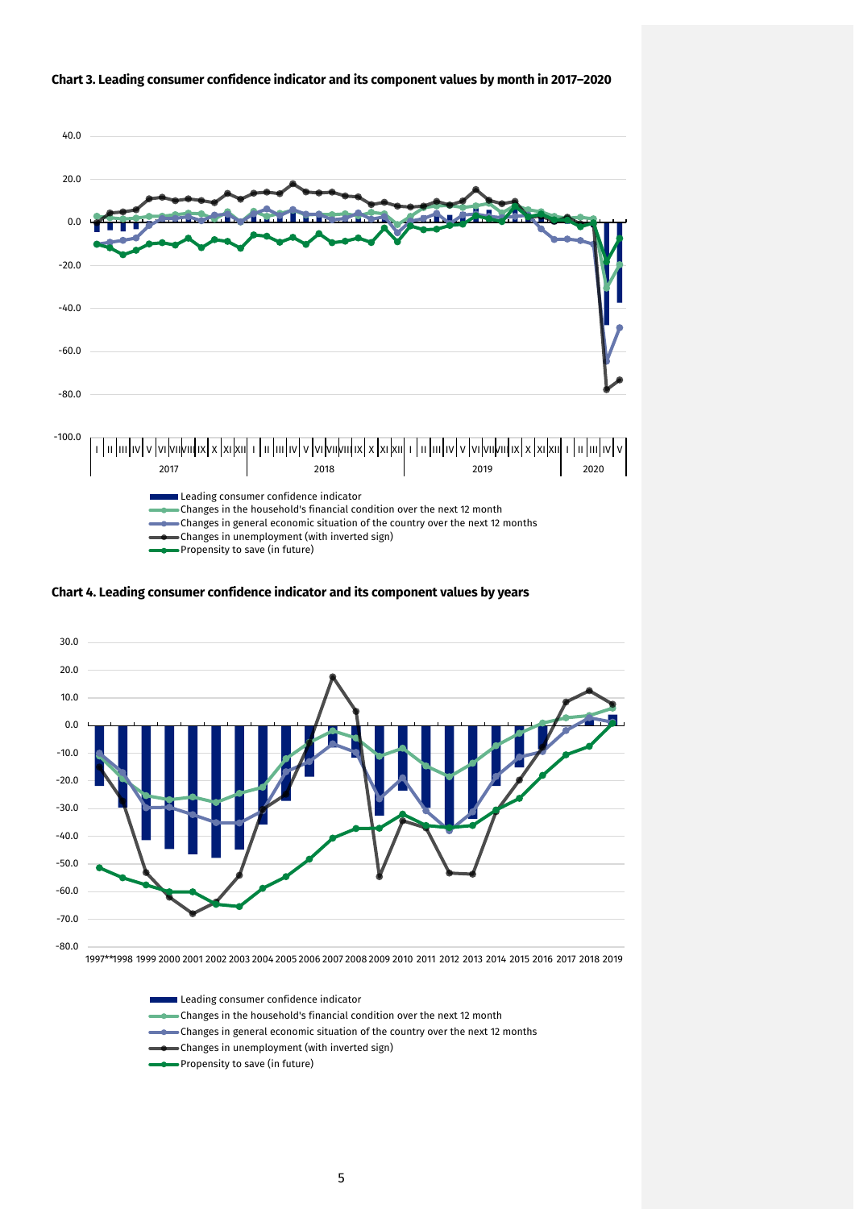**Chart 3. Leading consumer confidence indicator and its component values by month in 2017–2020**

40.0
20.0
0.0
-20.0
-40.0
-60.0
-80.0
-100.0

I | II | III | IV | V | VI | VII | VIII | IX | X | XI | XII | I | II | III | IV | V | VI | VII | VIII | IX | X | XI | XII | I | II | III | IV | V | VI | VII | VIII | IX | X | XI | XII | I | II | III | IV | V

2017 2018 2019 2020

- Leading consumer confidence indicator
- Changes in the household's financial condition over the next 12 month
- Changes in general economic situation of the country over the next 12 months
- Changes in unemployment (with inverted sign)
- Propensity to save (in future)

**Chart 4. Leading consumer confidence indicator and its component values by years**

30.0
20.0
10.0
0.0
-10.0
-20.0
-30.0
-40.0
-50.0
-60.0
-70.0
-80.0

1997** 1998 1999 2000 2001 2002 2003 2004 2005 2006 2007 2008 2009 2010 2011 2012 2013 2014 2015 2016 2017 2018 2019

- Leading consumer confidence indicator
- Changes in the household's financial condition over the next 12 month
- Changes in general economic situation of the country over the next 12 months
- Changes in unemployment (with inverted sign)
- Propensity to save (in future)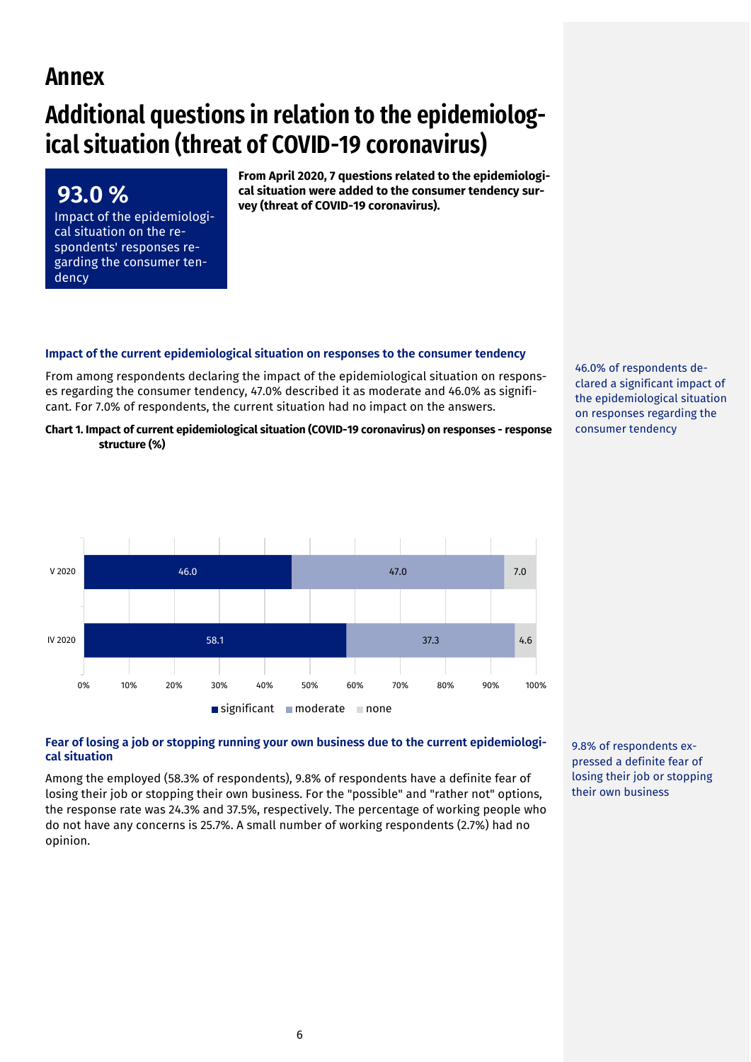# Annex

# Additional questions in relation to the epidemiological situation (threat of COVID-19 coronavirus)

**93.0 %**

Impact of the epidemiological situation on the respondents' responses regarding the consumer tendency

**From April 2020, 7 questions related to the epidemiological situation were added to the consumer tendency survey (threat of COVID-19 coronavirus).**

### Impact of the current epidemiological situation on responses to the consumer tendency

From among respondents declaring the impact of the epidemiological situation on responses regarding the consumer tendency, 47.0% described it as moderate and 46.0% as significant. For 7.0% of respondents, the current situation had no impact on the answers.

46.0% of respondents declared a significant impact of the epidemiological situation on responses regarding the consumer tendency

**Chart 1. Impact of current epidemiological situation (COVID-19 coronavirus) on responses - response structure (%)**

| | significant | moderate | none |
|---|---|---|---|
| V 2020 | 46.0 | 47.0 | 7.0 |
| IV 2020 | 58.1 | 37.3 | 4.6 |

### Fear of losing a job or stopping running your own business due to the current epidemiological situation

Among the employed (58.3% of respondents), 9.8% of respondents have a definite fear of losing their job or stopping their own business. For the "possible" and "rather not" options, the response rate was 24.3% and 37.5%, respectively. The percentage of working people who do not have any concerns is 25.7%. A small number of working respondents (2.7%) had no opinion.

9.8% of respondents expressed a definite fear of losing their job or stopping their own business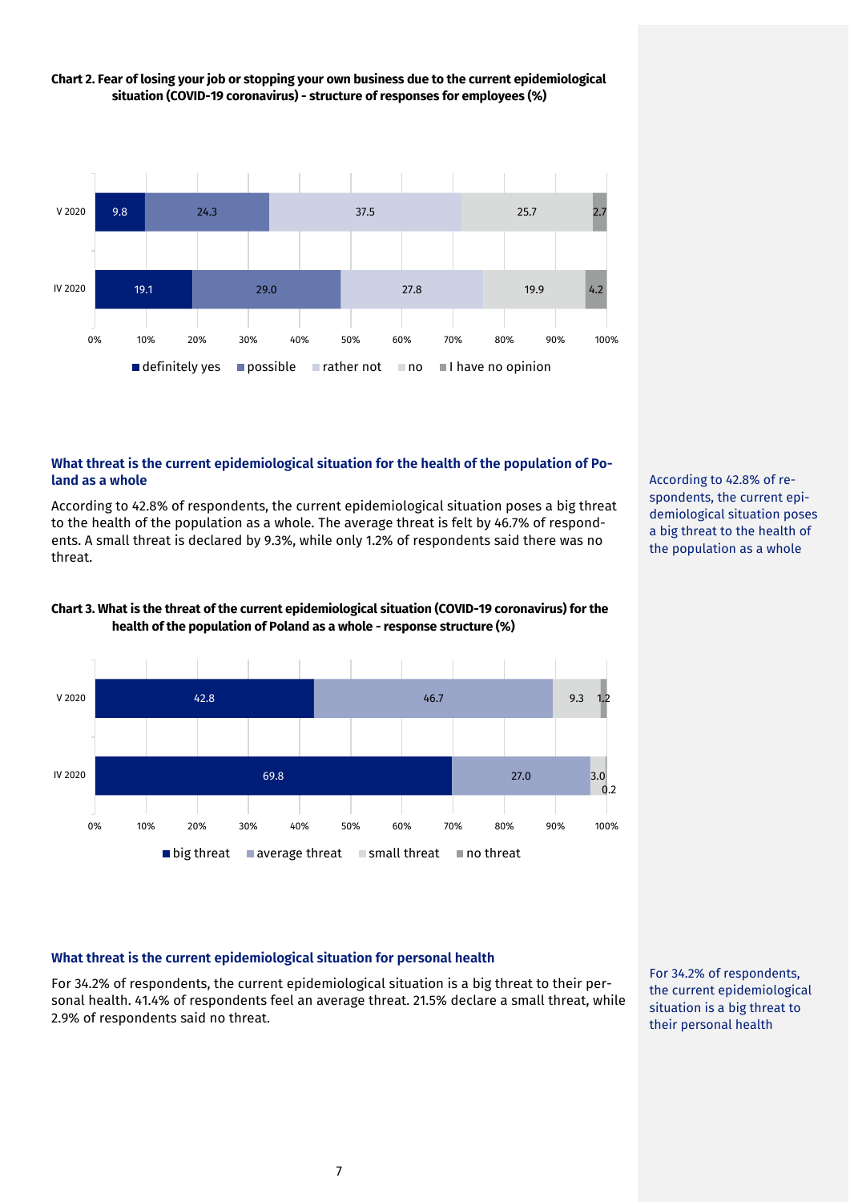**Chart 2. Fear of losing your job or stopping your own business due to the current epidemiological situation (COVID-19 coronavirus) - structure of responses for employees (%)**

| | definitely yes | possible | rather not | no | I have no opinion |
|---|---|---|---|---|---|
| V 2020 | 9.8 | 24.3 | 37.5 | 25.7 | 2.7 |
| IV 2020 | 19.1 | 29.0 | 27.8 | 19.9 | 4.2 |

### What threat is the current epidemiological situation for the health of the population of Poland as a whole

According to 42.8% of respondents, the current epidemiological situation poses a big threat to the health of the population as a whole. The average threat is felt by 46.7% of respondents. A small threat is declared by 9.3%, while only 1.2% of respondents said there was no threat.

According to 42.8% of respondents, the current epidemiological situation poses a big threat to the health of the population as a whole

**Chart 3. What is the threat of the current epidemiological situation (COVID-19 coronavirus) for the health of the population of Poland as a whole - response structure (%)**

| | big threat | average threat | small threat | no threat |
|---|---|---|---|---|
| V 2020 | 42.8 | 46.7 | 9.3 | 1.2 |
| IV 2020 | 69.8 | 27.0 | 3.0 | 0.2 |

### What threat is the current epidemiological situation for personal health

For 34.2% of respondents, the current epidemiological situation is a big threat to their personal health. 41.4% of respondents feel an average threat. 21.5% declare a small threat, while 2.9% of respondents said no threat.

For 34.2% of respondents, the current epidemiological situation is a big threat to their personal health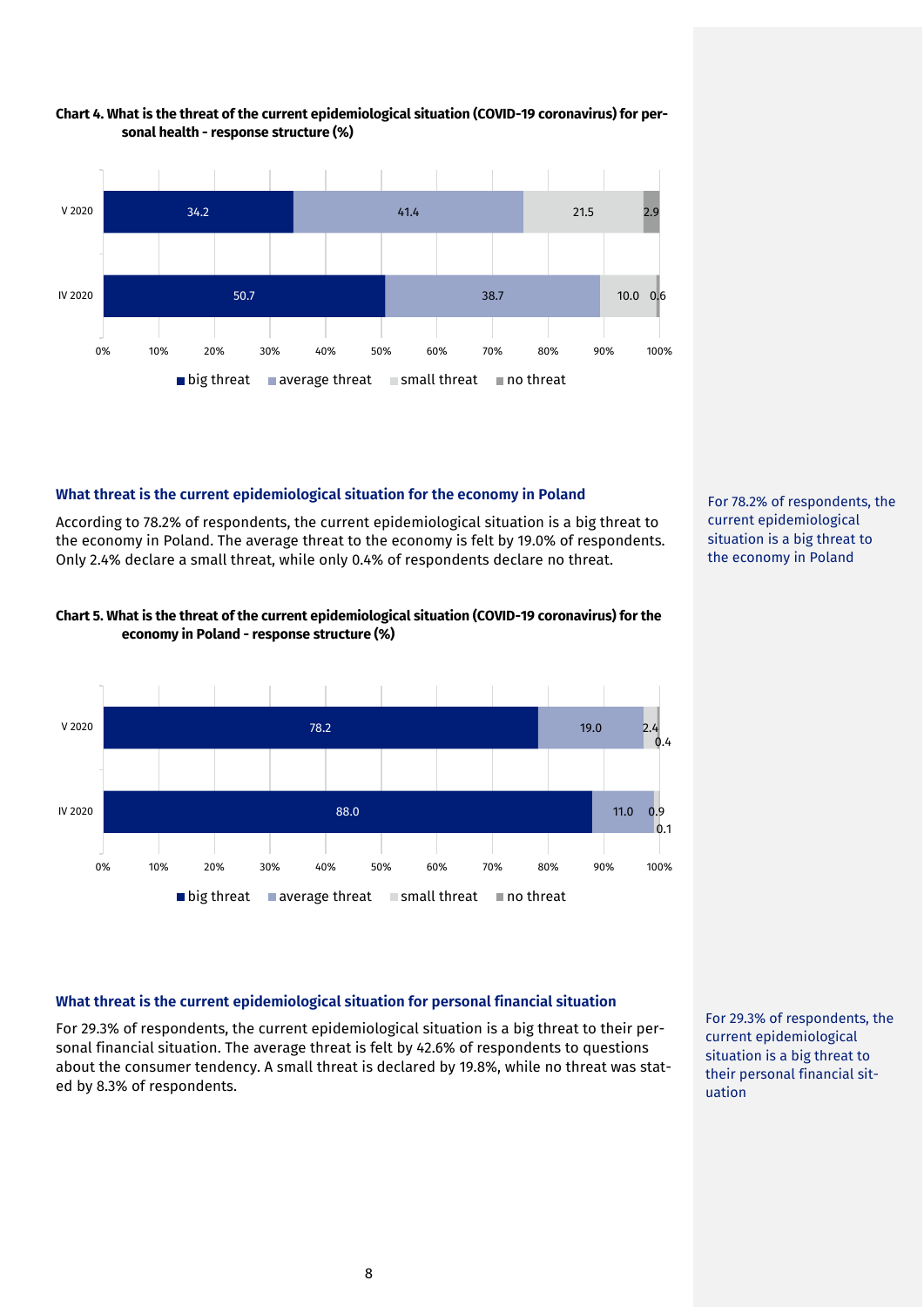**Chart 4. What is the threat of the current epidemiological situation (COVID-19 coronavirus) for personal health - response structure (%)**

| | big threat | average threat | small threat | no threat |
|---|---|---|---|---|
| V 2020 | 34.2 | 41.4 | 21.5 | 2.9 |
| IV 2020 | 50.7 | 38.7 | 10.0 | 0.6 |

### What threat is the current epidemiological situation for the economy in Poland

According to 78.2% of respondents, the current epidemiological situation is a big threat to the economy in Poland. The average threat to the economy is felt by 19.0% of respondents. Only 2.4% declare a small threat, while only 0.4% of respondents declare no threat.

For 78.2% of respondents, the current epidemiological situation is a big threat to the economy in Poland

**Chart 5. What is the threat of the current epidemiological situation (COVID-19 coronavirus) for the economy in Poland - response structure (%)**

| | big threat | average threat | small threat | no threat |
|---|---|---|---|---|
| V 2020 | 78.2 | 19.0 | 2.4 | 0.4 |
| IV 2020 | 88.0 | 11.0 | 0.9 | 0.1 |

### What threat is the current epidemiological situation for personal financial situation

For 29.3% of respondents, the current epidemiological situation is a big threat to their personal financial situation. The average threat is felt by 42.6% of respondents to questions about the consumer tendency. A small threat is declared by 19.8%, while no threat was stated by 8.3% of respondents.

For 29.3% of respondents, the current epidemiological situation is a big threat to their personal financial situation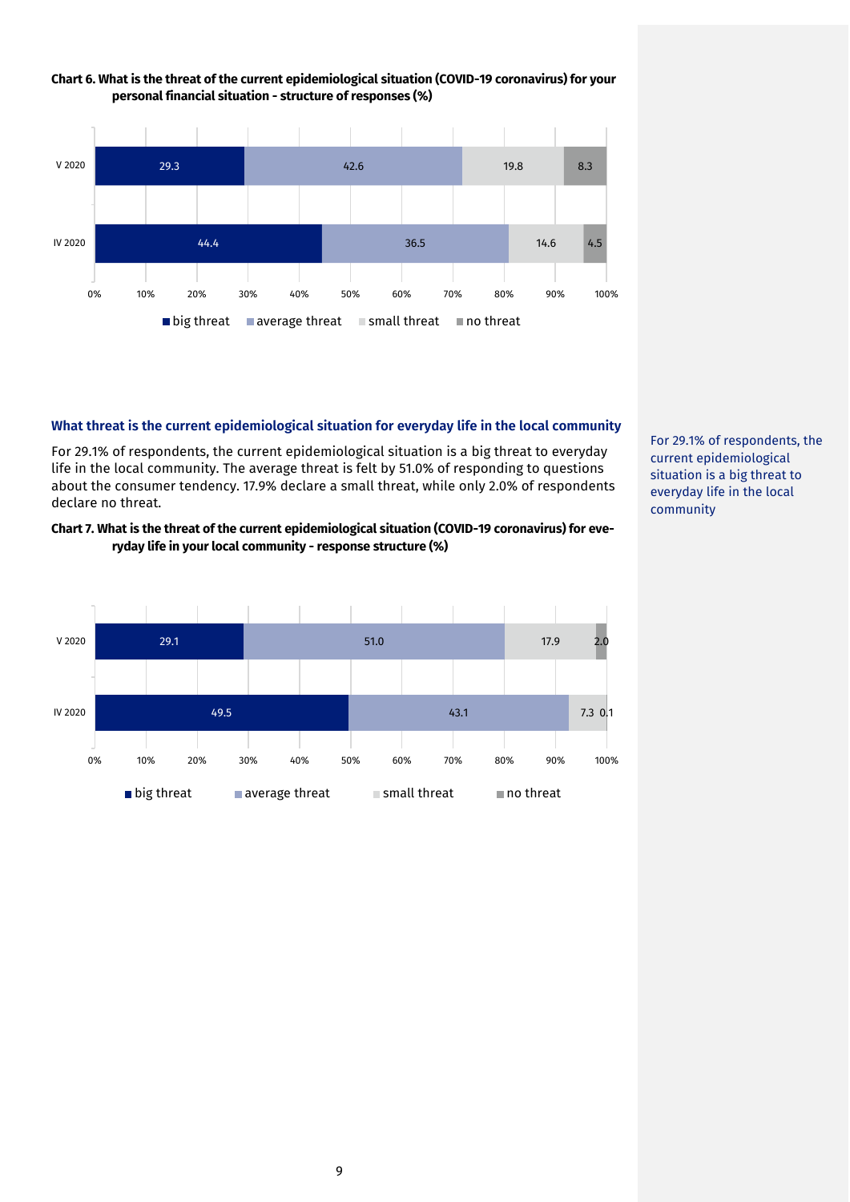**Chart 6. What is the threat of the current epidemiological situation (COVID-19 coronavirus) for your personal financial situation - structure of responses (%)**

| | big threat | average threat | small threat | no threat |
|---|---|---|---|---|
| V 2020 | 29.3 | 42.6 | 19.8 | 8.3 |
| IV 2020 | 44.4 | 36.5 | 14.6 | 4.5 |

## What threat is the current epidemiological situation for everyday life in the local community

For 29.1% of respondents, the current epidemiological situation is a big threat to everyday life in the local community. The average threat is felt by 51.0% of responding to questions about the consumer tendency. 17.9% declare a small threat, while only 2.0% of respondents declare no threat.

For 29.1% of respondents, the current epidemiological situation is a big threat to everyday life in the local community

**Chart 7. What is the threat of the current epidemiological situation (COVID-19 coronavirus) for everyday life in your local community - response structure (%)**

| | big threat | average threat | small threat | no threat |
|---|---|---|---|---|
| V 2020 | 29.1 | 51.0 | 17.9 | 2.0 |
| IV 2020 | 49.5 | 43.1 | 7.3 | 0.1 |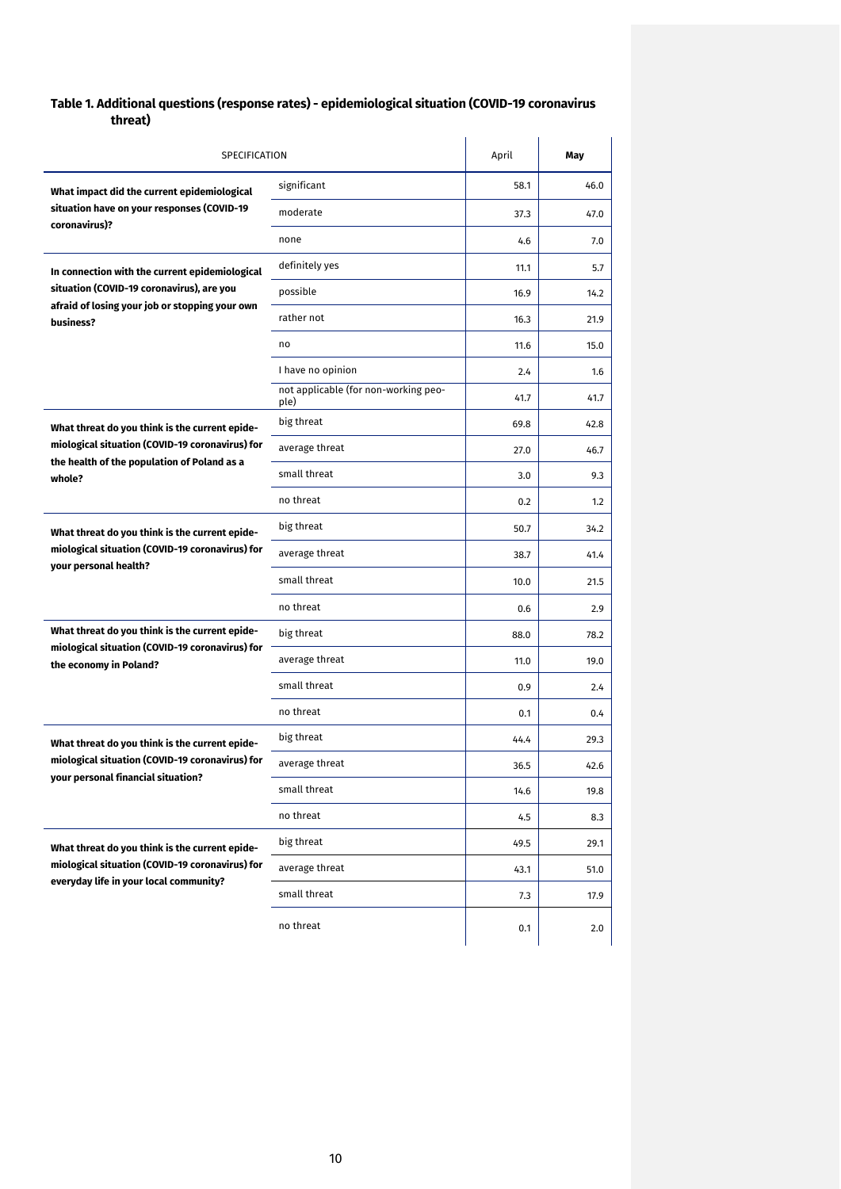**Table 1. Additional questions (response rates) - epidemiological situation (COVID-19 coronavirus threat)**

| SPECIFICATION | | April | **May** |
|---|---|---|---|
| **What impact did the current epidemiological situation have on your responses (COVID-19 coronavirus)?** | significant | 58.1 | 46.0 |
| | moderate | 37.3 | 47.0 |
| | none | 4.6 | 7.0 |
| **In connection with the current epidemiological situation (COVID-19 coronavirus), are you afraid of losing your job or stopping your own business?** | definitely yes | 11.1 | 5.7 |
| | possible | 16.9 | 14.2 |
| | rather not | 16.3 | 21.9 |
| | no | 11.6 | 15.0 |
| | I have no opinion | 2.4 | 1.6 |
| | not applicable (for non-working people) | 41.7 | 41.7 |
| **What threat do you think is the current epidemiological situation (COVID-19 coronavirus) for the health of the population of Poland as a whole?** | big threat | 69.8 | 42.8 |
| | average threat | 27.0 | 46.7 |
| | small threat | 3.0 | 9.3 |
| | no threat | 0.2 | 1.2 |
| **What threat do you think is the current epidemiological situation (COVID-19 coronavirus) for your personal health?** | big threat | 50.7 | 34.2 |
| | average threat | 38.7 | 41.4 |
| | small threat | 10.0 | 21.5 |
| | no threat | 0.6 | 2.9 |
| **What threat do you think is the current epidemiological situation (COVID-19 coronavirus) for the economy in Poland?** | big threat | 88.0 | 78.2 |
| | average threat | 11.0 | 19.0 |
| | small threat | 0.9 | 2.4 |
| | no threat | 0.1 | 0.4 |
| **What threat do you think is the current epidemiological situation (COVID-19 coronavirus) for your personal financial situation?** | big threat | 44.4 | 29.3 |
| | average threat | 36.5 | 42.6 |
| | small threat | 14.6 | 19.8 |
| | no threat | 4.5 | 8.3 |
| **What threat do you think is the current epidemiological situation (COVID-19 coronavirus) for everyday life in your local community?** | big threat | 49.5 | 29.1 |
| | average threat | 43.1 | 51.0 |
| | small threat | 7.3 | 17.9 |
| | no threat | 0.1 | 2.0 |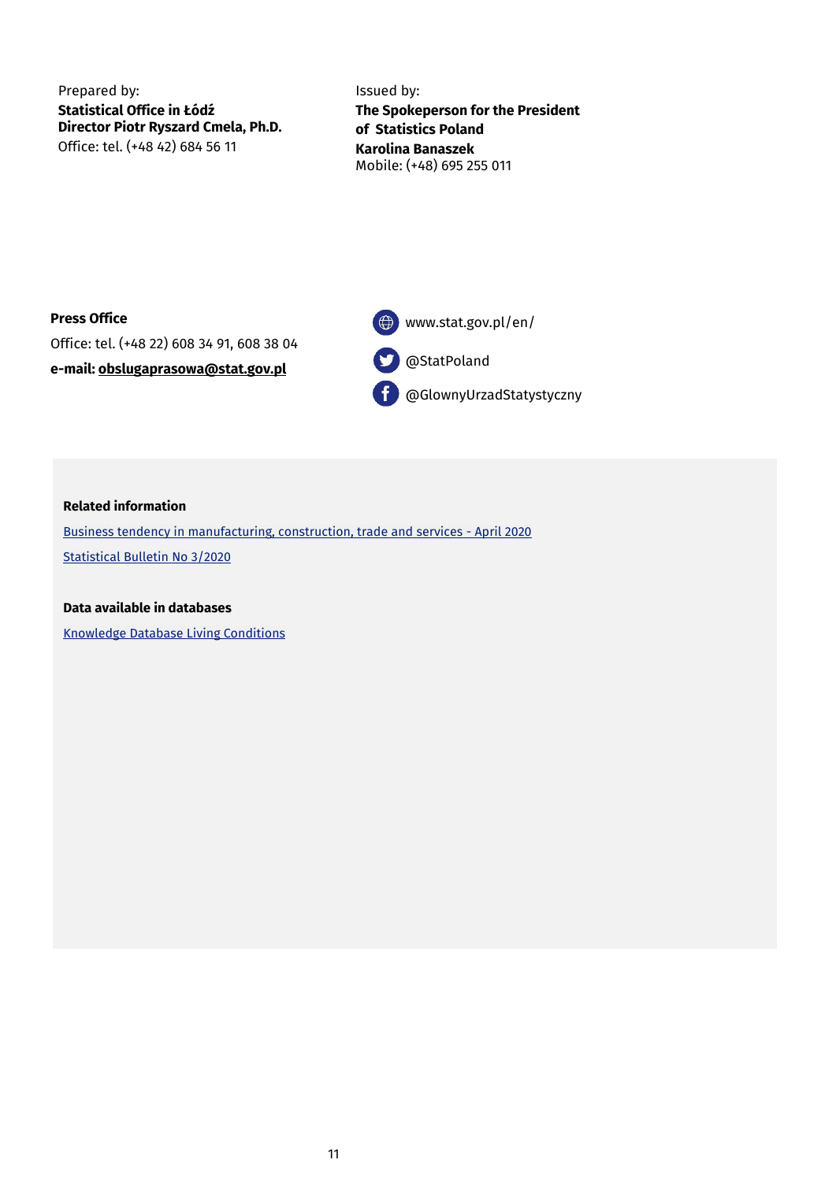Prepared by:
**Statistical Office in Łódź**
**Director Piotr Ryszard Cmela, Ph.D.**
Office: tel. (+48 42) 684 56 11

Issued by:
**The Spokeperson for the President of Statistics Poland**
**Karolina Banaszek**
Mobile: (+48) 695 255 011

**Press Office**
Office: tel. (+48 22) 608 34 91, 608 38 04
**e-mail: obslugaprasowa@stat.gov.pl**

www.stat.gov.pl/en/
@StatPoland
@GlownyUrzadStatystyczny

**Related information**

Business tendency in manufacturing, construction, trade and services - April 2020

Statistical Bulletin No 3/2020

**Data available in databases**

Knowledge Database Living Conditions